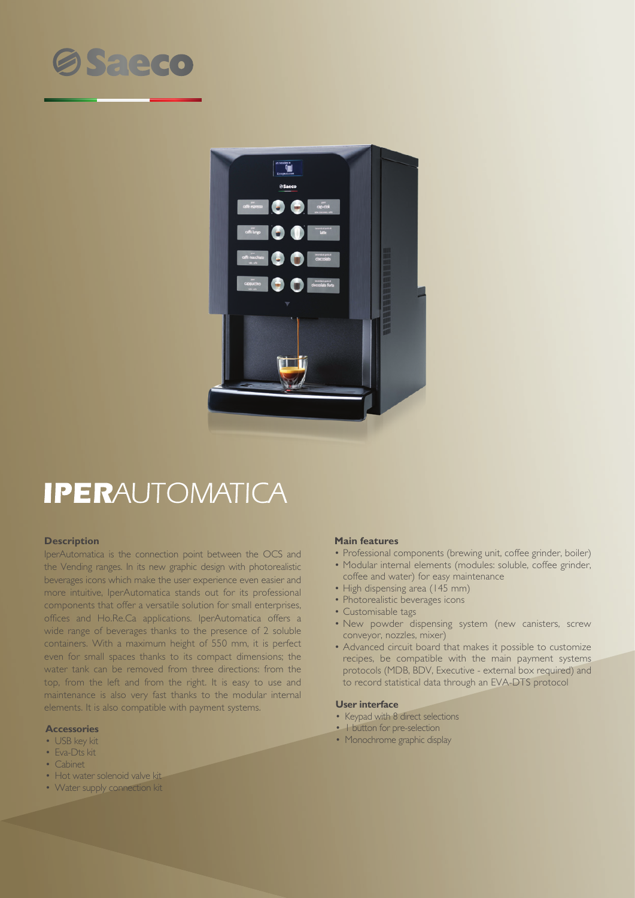# Saeco

# IPERAUTOMATICA

## Description

IperAutomatica is the connection point between the OCS and the Vending ranges. In its new graphic design with photorealistic beverages icons which make the user experience even easier and more intuitive, IperAutomatica stands out for its professional components that offer a versatile solution for small enterprises, offices and Ho.Re.Ca applications. IperAutomatica offers a wide range of beverages thanks to the presence of 2 soluble containers. With a maximum height of 550 mm, it is perfect even for small spaces thanks to its compact dimensions; the water tank can be removed from three directions: from the top, from the left and from the right. It is easy to use and maintenance is also very fast thanks to the modular internal elements. It is also compatible with payment systems.

## Accessories

- USB key kit
- Eva-Dts kit
- Cabinet
- Hot water solenoid valve kit
- Water supply connection kit

## Main features

- Professional components (brewing unit, coffee grinder, boiler)
- Modular internal elements (modules: soluble, coffee grinder, coffee and water) for easy maintenance
- High dispensing area (145 mm)
- Photorealistic beverages icons
- Customisable tags
- New powder dispensing system (new canisters, screw conveyor, nozzles, mixer)
- Advanced circuit board that makes it possible to customize recipes, be compatible with the main payment systems protocols (MDB, BDV, Executive - external box required) and to record statistical data through an EVA-DTS protocol

## User interface

- Keypad with 8 direct selections
- 1 button for pre-selection
- Monochrome graphic display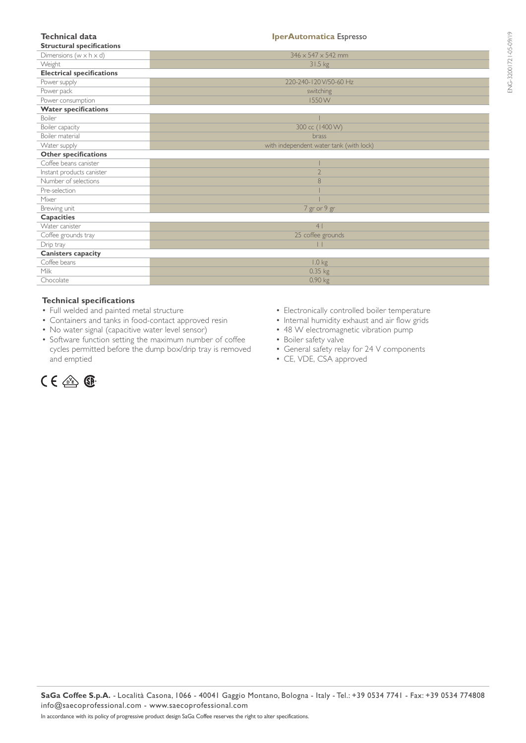| Technical data | IperAutomatica Espresso |
|---|---|
| **Structural specifications** | |
| Dimensions (w x h x d) | 346 x 547 x 542 mm |
| Weight | 31.5 kg |
| **Electrical specifications** | |
| Power supply | 220-240-120 V/50-60 Hz |
| Power pack | switching |
| Power consumption | 1550 W |
| **Water specifications** | |
| Boiler | 1 |
| Boiler capacity | 300 cc (1400 W) |
| Boiler material | brass |
| Water supply | with independent water tank (with lock) |
| **Other specifications** | |
| Coffee beans canister | 1 |
| Instant products canister | 2 |
| Number of selections | 8 |
| Pre-selection | 1 |
| Mixer | 1 |
| Brewing unit | 7 gr or 9 gr |
| **Capacities** | |
| Water canister | 4 l |
| Coffee grounds tray | 25 coffee grounds |
| Drip tray | 1 l |
| **Canisters capacity** | |
| Coffee beans | 1.0 kg |
| Milk | 0.35 kg |
| Chocolate | 0.90 kg |

## Technical specifications

- Full welded and painted metal structure
- Containers and tanks in food-contact approved resin
- No water signal (capacitive water level sensor)
- Software function setting the maximum number of coffee cycles permitted before the dump box/drip tray is removed and emptied
- Electronically controlled boiler temperature
- Internal humidity exhaust and air flow grids
- 48 W electromagnetic vibration pump
- Boiler safety valve
- General safety relay for 24 V components
- CE, VDE, CSA approved

**SaGa Coffee S.p.A.** - Località Casona, 1066 - 40041 Gaggio Montano, Bologna - Italy - Tel.: +39 0534 7741 - Fax: +39 0534 774808
info@saecoprofessional.com - www.saecoprofessional.com

In accordance with its policy of progressive product design SaGa Coffee reserves the right to alter specifications.